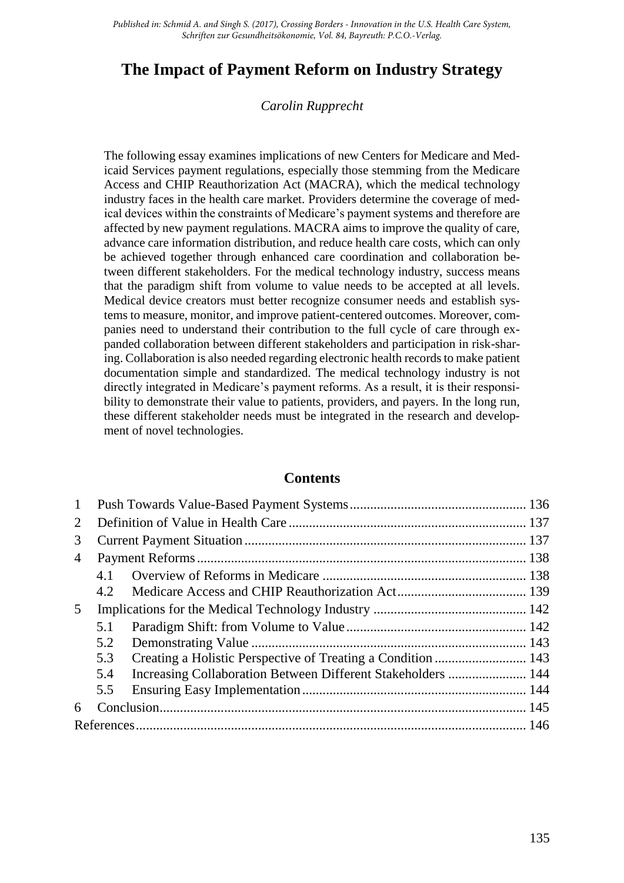*Published in: Schmid A. and Singh S. (2017), Crossing Borders - Innovation in the U.S. Health Care System, Schriften zur Gesundheitsökonomie, Vol. 84, Bayreuth: P.C.O.-Verlag.*

# The Impact of Payment Reform on Industry Strategy

*Carolin Rupprecht*

The following essay examines implications of new Centers for Medicare and Medicaid Services payment regulations, especially those stemming from the Medicare Access and CHIP Reauthorization Act (MACRA), which the medical technology industry faces in the health care market. Providers determine the coverage of medical devices within the constraints of Medicare's payment systems and therefore are affected by new payment regulations. MACRA aims to improve the quality of care, advance care information distribution, and reduce health care costs, which can only be achieved together through enhanced care coordination and collaboration between different stakeholders. For the medical technology industry, success means that the paradigm shift from volume to value needs to be accepted at all levels. Medical device creators must better recognize consumer needs and establish systems to measure, monitor, and improve patient-centered outcomes. Moreover, companies need to understand their contribution to the full cycle of care through expanded collaboration between different stakeholders and participation in risk-sharing. Collaboration is also needed regarding electronic health records to make patient documentation simple and standardized. The medical technology industry is not directly integrated in Medicare's payment reforms. As a result, it is their responsibility to demonstrate their value to patients, providers, and payers. In the long run, these different stakeholder needs must be integrated in the research and development of novel technologies.

## Contents

| | | | |
|---|---|---|---|
| 1 | Push Towards Value-Based Payment Systems | | 136 |
| 2 | Definition of Value in Health Care | | 137 |
| 3 | Current Payment Situation | | 137 |
| 4 | Payment Reforms | | 138 |
| | 4.1 | Overview of Reforms in Medicare | 138 |
| | 4.2 | Medicare Access and CHIP Reauthorization Act | 139 |
| 5 | Implications for the Medical Technology Industry | | 142 |
| | 5.1 | Paradigm Shift: from Volume to Value | 142 |
| | 5.2 | Demonstrating Value | 143 |
| | 5.3 | Creating a Holistic Perspective of Treating a Condition | 143 |
| | 5.4 | Increasing Collaboration Between Different Stakeholders | 144 |
| | 5.5 | Ensuring Easy Implementation | 144 |
| 6 | Conclusion | | 145 |
| References | | | 146 |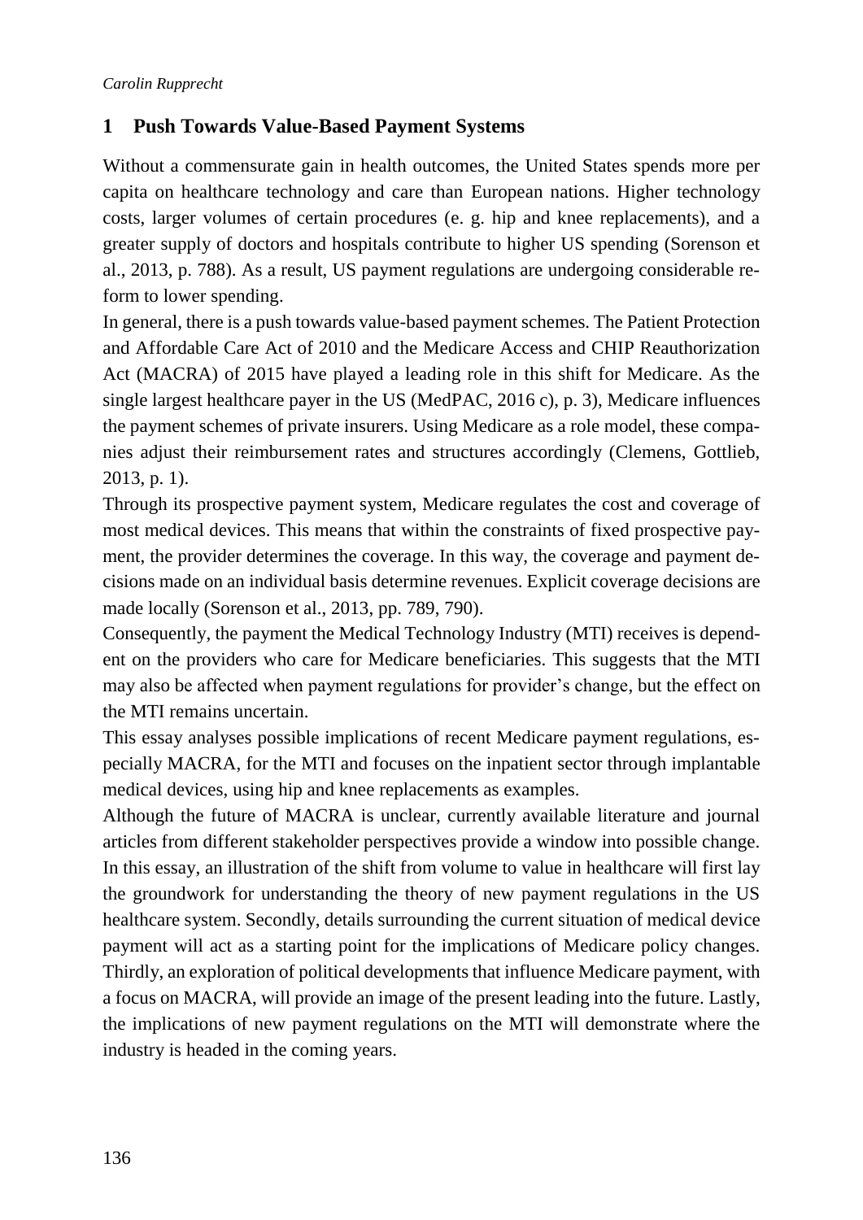## 1 Push Towards Value-Based Payment Systems

Without a commensurate gain in health outcomes, the United States spends more per capita on healthcare technology and care than European nations. Higher technology costs, larger volumes of certain procedures (e. g. hip and knee replacements), and a greater supply of doctors and hospitals contribute to higher US spending (Sorenson et al., 2013, p. 788). As a result, US payment regulations are undergoing considerable reform to lower spending.

In general, there is a push towards value-based payment schemes. The Patient Protection and Affordable Care Act of 2010 and the Medicare Access and CHIP Reauthorization Act (MACRA) of 2015 have played a leading role in this shift for Medicare. As the single largest healthcare payer in the US (MedPAC, 2016 c), p. 3), Medicare influences the payment schemes of private insurers. Using Medicare as a role model, these companies adjust their reimbursement rates and structures accordingly (Clemens, Gottlieb, 2013, p. 1).

Through its prospective payment system, Medicare regulates the cost and coverage of most medical devices. This means that within the constraints of fixed prospective payment, the provider determines the coverage. In this way, the coverage and payment decisions made on an individual basis determine revenues. Explicit coverage decisions are made locally (Sorenson et al., 2013, pp. 789, 790).

Consequently, the payment the Medical Technology Industry (MTI) receives is dependent on the providers who care for Medicare beneficiaries. This suggests that the MTI may also be affected when payment regulations for provider's change, but the effect on the MTI remains uncertain.

This essay analyses possible implications of recent Medicare payment regulations, especially MACRA, for the MTI and focuses on the inpatient sector through implantable medical devices, using hip and knee replacements as examples.

Although the future of MACRA is unclear, currently available literature and journal articles from different stakeholder perspectives provide a window into possible change. In this essay, an illustration of the shift from volume to value in healthcare will first lay the groundwork for understanding the theory of new payment regulations in the US healthcare system. Secondly, details surrounding the current situation of medical device payment will act as a starting point for the implications of Medicare policy changes. Thirdly, an exploration of political developments that influence Medicare payment, with a focus on MACRA, will provide an image of the present leading into the future. Lastly, the implications of new payment regulations on the MTI will demonstrate where the industry is headed in the coming years.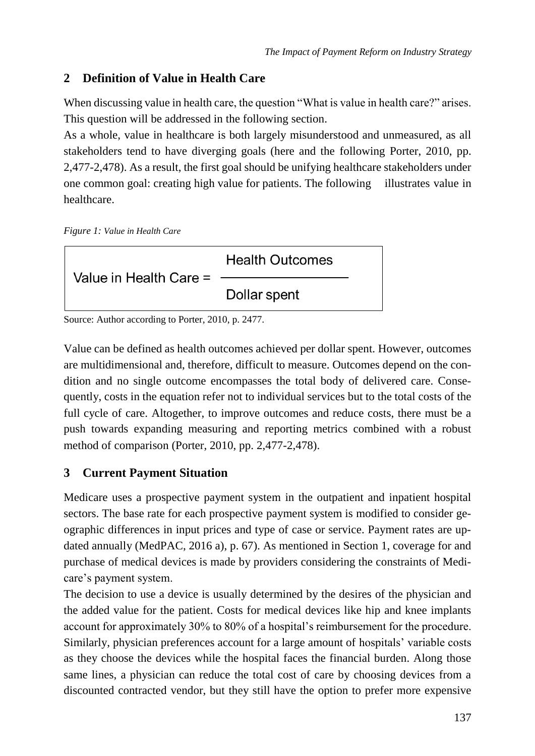## 2 Definition of Value in Health Care

When discussing value in health care, the question "What is value in health care?" arises. This question will be addressed in the following section.

As a whole, value in healthcare is both largely misunderstood and unmeasured, as all stakeholders tend to have diverging goals (here and the following Porter, 2010, pp. 2,477-2,478). As a result, the first goal should be unifying healthcare stakeholders under one common goal: creating high value for patients. The following illustrates value in healthcare.

*Figure 1: Value in Health Care*

$$\text{Value in Health Care} = \frac{\text{Health Outcomes}}{\text{Dollar spent}}$$

Source: Author according to Porter, 2010, p. 2477.

Value can be defined as health outcomes achieved per dollar spent. However, outcomes are multidimensional and, therefore, difficult to measure. Outcomes depend on the condition and no single outcome encompasses the total body of delivered care. Consequently, costs in the equation refer not to individual services but to the total costs of the full cycle of care. Altogether, to improve outcomes and reduce costs, there must be a push towards expanding measuring and reporting metrics combined with a robust method of comparison (Porter, 2010, pp. 2,477-2,478).

## 3 Current Payment Situation

Medicare uses a prospective payment system in the outpatient and inpatient hospital sectors. The base rate for each prospective payment system is modified to consider geographic differences in input prices and type of case or service. Payment rates are updated annually (MedPAC, 2016 a), p. 67). As mentioned in Section 1, coverage for and purchase of medical devices is made by providers considering the constraints of Medicare's payment system.

The decision to use a device is usually determined by the desires of the physician and the added value for the patient. Costs for medical devices like hip and knee implants account for approximately 30% to 80% of a hospital's reimbursement for the procedure. Similarly, physician preferences account for a large amount of hospitals' variable costs as they choose the devices while the hospital faces the financial burden. Along those same lines, a physician can reduce the total cost of care by choosing devices from a discounted contracted vendor, but they still have the option to prefer more expensive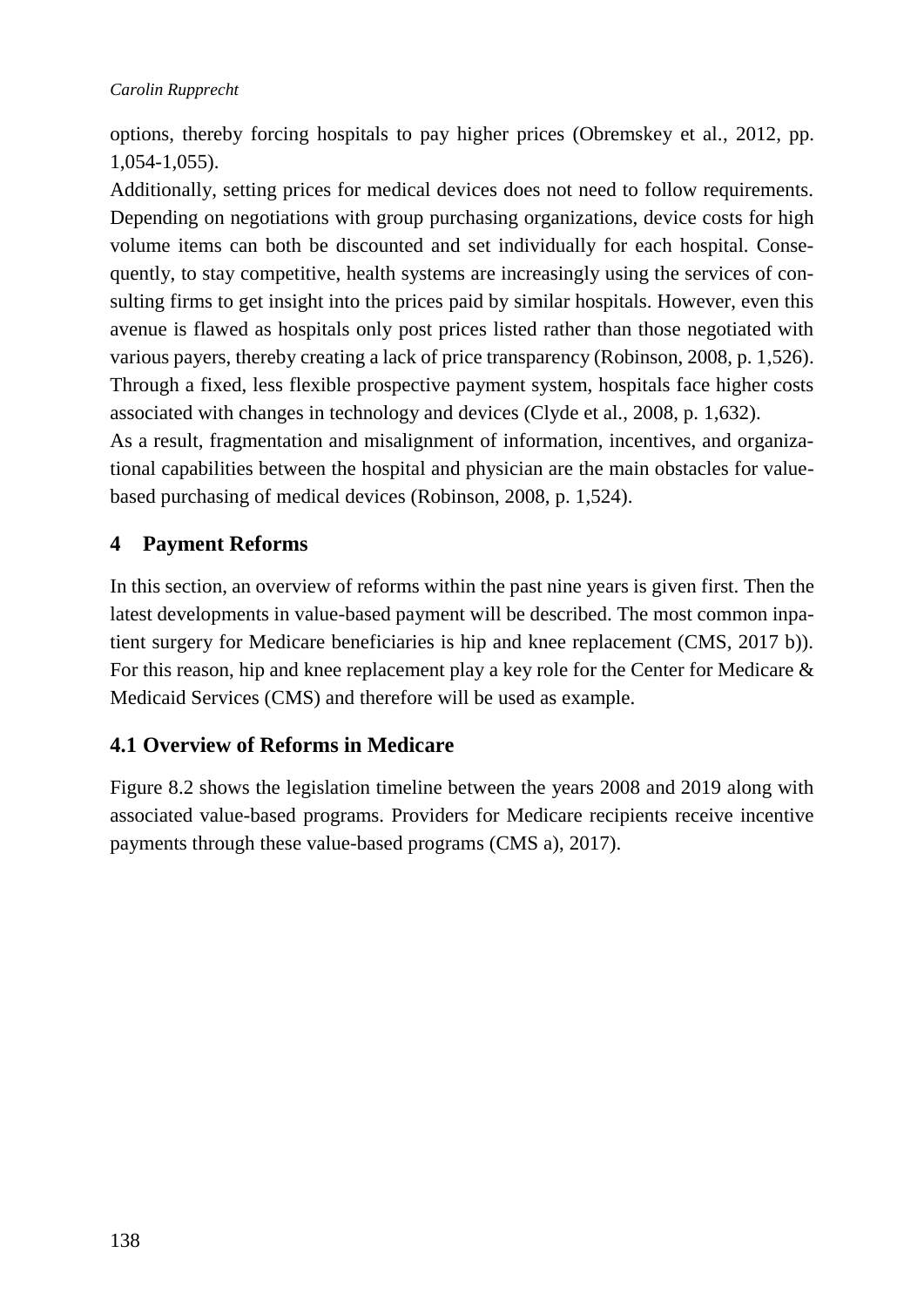options, thereby forcing hospitals to pay higher prices (Obremskey et al., 2012, pp. 1,054-1,055).

Additionally, setting prices for medical devices does not need to follow requirements. Depending on negotiations with group purchasing organizations, device costs for high volume items can both be discounted and set individually for each hospital. Consequently, to stay competitive, health systems are increasingly using the services of consulting firms to get insight into the prices paid by similar hospitals. However, even this avenue is flawed as hospitals only post prices listed rather than those negotiated with various payers, thereby creating a lack of price transparency (Robinson, 2008, p. 1,526). Through a fixed, less flexible prospective payment system, hospitals face higher costs associated with changes in technology and devices (Clyde et al., 2008, p. 1,632).

As a result, fragmentation and misalignment of information, incentives, and organizational capabilities between the hospital and physician are the main obstacles for value-based purchasing of medical devices (Robinson, 2008, p. 1,524).

## 4 Payment Reforms

In this section, an overview of reforms within the past nine years is given first. Then the latest developments in value-based payment will be described. The most common inpatient surgery for Medicare beneficiaries is hip and knee replacement (CMS, 2017 b)). For this reason, hip and knee replacement play a key role for the Center for Medicare & Medicaid Services (CMS) and therefore will be used as example.

### 4.1 Overview of Reforms in Medicare

Figure 8.2 shows the legislation timeline between the years 2008 and 2019 along with associated value-based programs. Providers for Medicare recipients receive incentive payments through these value-based programs (CMS a), 2017).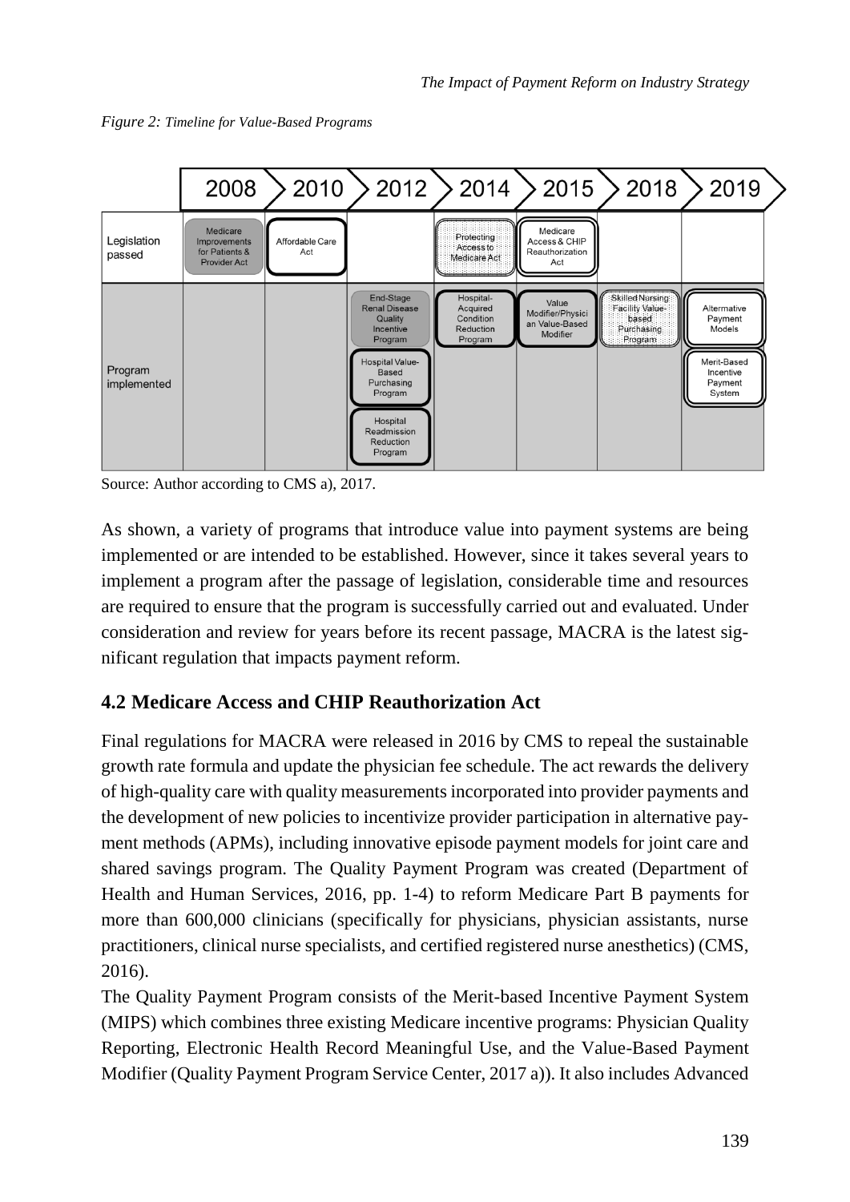*Figure 2: Timeline for Value-Based Programs*

| | 2008 | 2010 | 2012 | 2014 | 2015 | 2018 | 2019 |
|---|---|---|---|---|---|---|---|
| Legislation passed | Medicare Improvements for Patients & Provider Act | Affordable Care Act | | Protecting Access to Medicare Act | Medicare Access & CHIP Reauthorization Act | | |
| Program implemented | | | End-Stage Renal Disease Quality Incentive Program; Hospital Value-Based Purchasing Program; Hospital Readmission Reduction Program | Hospital-Acquired Condition Reduction Program | Value Modifier/Physician Value-Based Modifier | Skilled Nursing Facility Value-based Purchasing Program | Alternative Payment Models; Merit-Based Incentive Payment System |

Source: Author according to CMS a), 2017.

As shown, a variety of programs that introduce value into payment systems are being implemented or are intended to be established. However, since it takes several years to implement a program after the passage of legislation, considerable time and resources are required to ensure that the program is successfully carried out and evaluated. Under consideration and review for years before its recent passage, MACRA is the latest significant regulation that impacts payment reform.

## 4.2 Medicare Access and CHIP Reauthorization Act

Final regulations for MACRA were released in 2016 by CMS to repeal the sustainable growth rate formula and update the physician fee schedule. The act rewards the delivery of high-quality care with quality measurements incorporated into provider payments and the development of new policies to incentivize provider participation in alternative payment methods (APMs), including innovative episode payment models for joint care and shared savings program. The Quality Payment Program was created (Department of Health and Human Services, 2016, pp. 1-4) to reform Medicare Part B payments for more than 600,000 clinicians (specifically for physicians, physician assistants, nurse practitioners, clinical nurse specialists, and certified registered nurse anesthetics) (CMS, 2016).

The Quality Payment Program consists of the Merit-based Incentive Payment System (MIPS) which combines three existing Medicare incentive programs: Physician Quality Reporting, Electronic Health Record Meaningful Use, and the Value-Based Payment Modifier (Quality Payment Program Service Center, 2017 a)). It also includes Advanced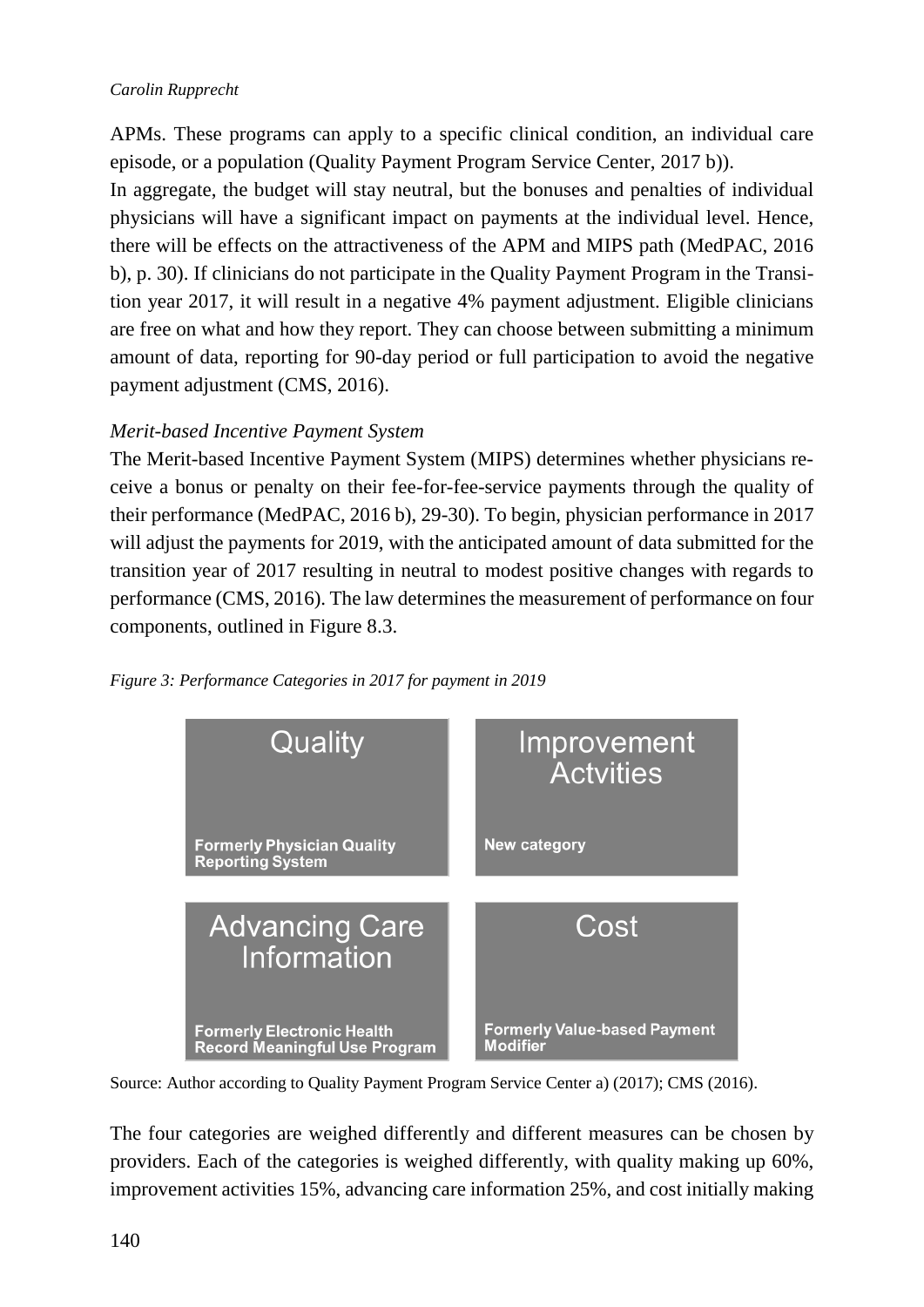APMs. These programs can apply to a specific clinical condition, an individual care episode, or a population (Quality Payment Program Service Center, 2017 b)).

In aggregate, the budget will stay neutral, but the bonuses and penalties of individual physicians will have a significant impact on payments at the individual level. Hence, there will be effects on the attractiveness of the APM and MIPS path (MedPAC, 2016 b), p. 30). If clinicians do not participate in the Quality Payment Program in the Transition year 2017, it will result in a negative 4% payment adjustment. Eligible clinicians are free on what and how they report. They can choose between submitting a minimum amount of data, reporting for 90-day period or full participation to avoid the negative payment adjustment (CMS, 2016).

*Merit-based Incentive Payment System*

The Merit-based Incentive Payment System (MIPS) determines whether physicians receive a bonus or penalty on their fee-for-fee-service payments through the quality of their performance (MedPAC, 2016 b), 29-30). To begin, physician performance in 2017 will adjust the payments for 2019, with the anticipated amount of data submitted for the transition year of 2017 resulting in neutral to modest positive changes with regards to performance (CMS, 2016). The law determines the measurement of performance on four components, outlined in Figure 8.3.

*Figure 3: Performance Categories in 2017 for payment in 2019*

| Quality | Improvement Actvities |
|---|---|
| **Formerly Physician Quality Reporting System** | **New category** |
| **Advancing Care Information** | **Cost** |
| **Formerly Electronic Health Record Meaningful Use Program** | **Formerly Value-based Payment Modifier** |

Source: Author according to Quality Payment Program Service Center a) (2017); CMS (2016).

The four categories are weighed differently and different measures can be chosen by providers. Each of the categories is weighed differently, with quality making up 60%, improvement activities 15%, advancing care information 25%, and cost initially making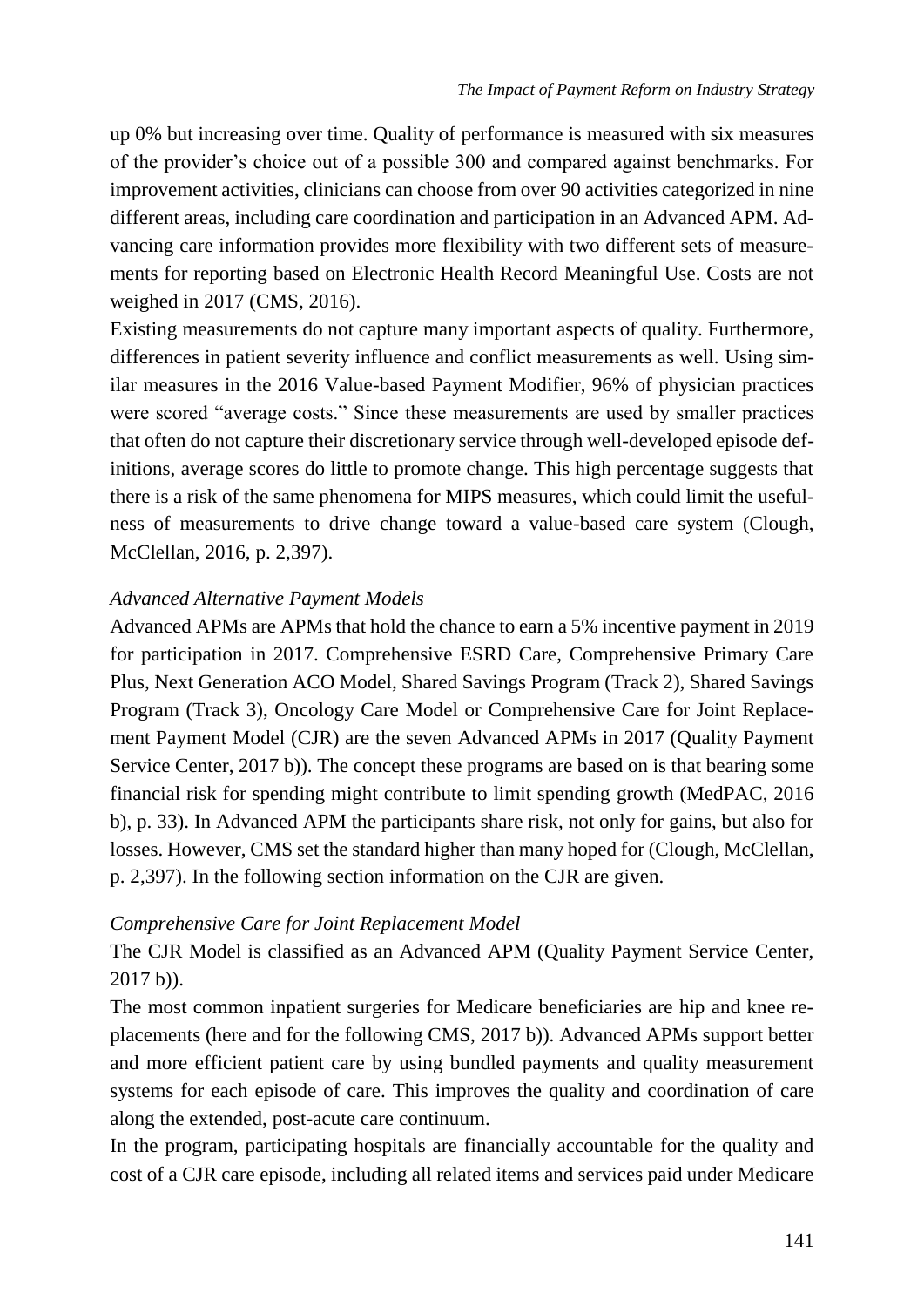up 0% but increasing over time. Quality of performance is measured with six measures of the provider's choice out of a possible 300 and compared against benchmarks. For improvement activities, clinicians can choose from over 90 activities categorized in nine different areas, including care coordination and participation in an Advanced APM. Advancing care information provides more flexibility with two different sets of measurements for reporting based on Electronic Health Record Meaningful Use. Costs are not weighed in 2017 (CMS, 2016).

Existing measurements do not capture many important aspects of quality. Furthermore, differences in patient severity influence and conflict measurements as well. Using similar measures in the 2016 Value-based Payment Modifier, 96% of physician practices were scored "average costs." Since these measurements are used by smaller practices that often do not capture their discretionary service through well-developed episode definitions, average scores do little to promote change. This high percentage suggests that there is a risk of the same phenomena for MIPS measures, which could limit the usefulness of measurements to drive change toward a value-based care system (Clough, McClellan, 2016, p. 2,397).

*Advanced Alternative Payment Models*

Advanced APMs are APMs that hold the chance to earn a 5% incentive payment in 2019 for participation in 2017. Comprehensive ESRD Care, Comprehensive Primary Care Plus, Next Generation ACO Model, Shared Savings Program (Track 2), Shared Savings Program (Track 3), Oncology Care Model or Comprehensive Care for Joint Replacement Payment Model (CJR) are the seven Advanced APMs in 2017 (Quality Payment Service Center, 2017 b)). The concept these programs are based on is that bearing some financial risk for spending might contribute to limit spending growth (MedPAC, 2016 b), p. 33). In Advanced APM the participants share risk, not only for gains, but also for losses. However, CMS set the standard higher than many hoped for (Clough, McClellan, p. 2,397). In the following section information on the CJR are given.

*Comprehensive Care for Joint Replacement Model*

The CJR Model is classified as an Advanced APM (Quality Payment Service Center, 2017 b)).

The most common inpatient surgeries for Medicare beneficiaries are hip and knee replacements (here and for the following CMS, 2017 b)). Advanced APMs support better and more efficient patient care by using bundled payments and quality measurement systems for each episode of care. This improves the quality and coordination of care along the extended, post-acute care continuum.

In the program, participating hospitals are financially accountable for the quality and cost of a CJR care episode, including all related items and services paid under Medicare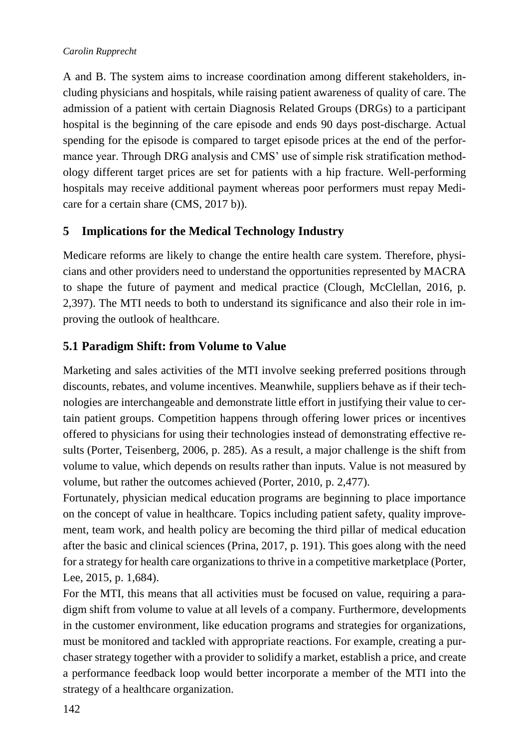A and B. The system aims to increase coordination among different stakeholders, including physicians and hospitals, while raising patient awareness of quality of care. The admission of a patient with certain Diagnosis Related Groups (DRGs) to a participant hospital is the beginning of the care episode and ends 90 days post-discharge. Actual spending for the episode is compared to target episode prices at the end of the performance year. Through DRG analysis and CMS' use of simple risk stratification methodology different target prices are set for patients with a hip fracture. Well-performing hospitals may receive additional payment whereas poor performers must repay Medicare for a certain share (CMS, 2017 b)).

## 5 Implications for the Medical Technology Industry

Medicare reforms are likely to change the entire health care system. Therefore, physicians and other providers need to understand the opportunities represented by MACRA to shape the future of payment and medical practice (Clough, McClellan, 2016, p. 2,397). The MTI needs to both to understand its significance and also their role in improving the outlook of healthcare.

### 5.1 Paradigm Shift: from Volume to Value

Marketing and sales activities of the MTI involve seeking preferred positions through discounts, rebates, and volume incentives. Meanwhile, suppliers behave as if their technologies are interchangeable and demonstrate little effort in justifying their value to certain patient groups. Competition happens through offering lower prices or incentives offered to physicians for using their technologies instead of demonstrating effective results (Porter, Teisenberg, 2006, p. 285). As a result, a major challenge is the shift from volume to value, which depends on results rather than inputs. Value is not measured by volume, but rather the outcomes achieved (Porter, 2010, p. 2,477).

Fortunately, physician medical education programs are beginning to place importance on the concept of value in healthcare. Topics including patient safety, quality improvement, team work, and health policy are becoming the third pillar of medical education after the basic and clinical sciences (Prina, 2017, p. 191). This goes along with the need for a strategy for health care organizations to thrive in a competitive marketplace (Porter, Lee, 2015, p. 1,684).

For the MTI, this means that all activities must be focused on value, requiring a paradigm shift from volume to value at all levels of a company. Furthermore, developments in the customer environment, like education programs and strategies for organizations, must be monitored and tackled with appropriate reactions. For example, creating a purchaser strategy together with a provider to solidify a market, establish a price, and create a performance feedback loop would better incorporate a member of the MTI into the strategy of a healthcare organization.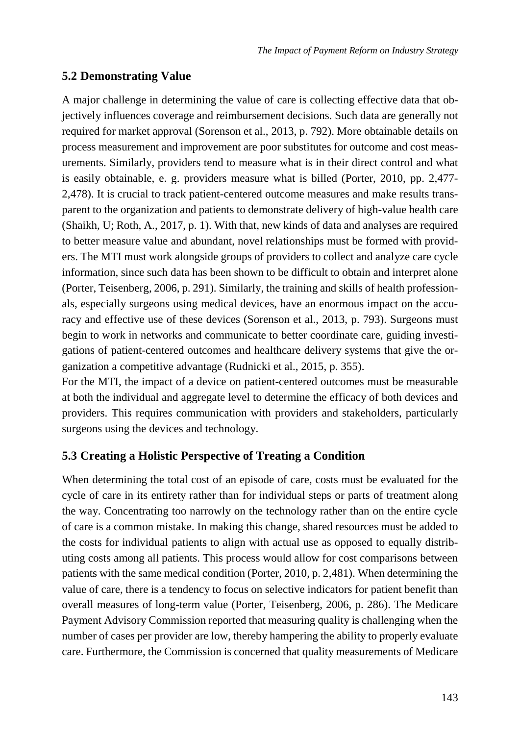## 5.2 Demonstrating Value

A major challenge in determining the value of care is collecting effective data that objectively influences coverage and reimbursement decisions. Such data are generally not required for market approval (Sorenson et al., 2013, p. 792). More obtainable details on process measurement and improvement are poor substitutes for outcome and cost measurements. Similarly, providers tend to measure what is in their direct control and what is easily obtainable, e. g. providers measure what is billed (Porter, 2010, pp. 2,477-2,478). It is crucial to track patient-centered outcome measures and make results transparent to the organization and patients to demonstrate delivery of high-value health care (Shaikh, U; Roth, A., 2017, p. 1). With that, new kinds of data and analyses are required to better measure value and abundant, novel relationships must be formed with providers. The MTI must work alongside groups of providers to collect and analyze care cycle information, since such data has been shown to be difficult to obtain and interpret alone (Porter, Teisenberg, 2006, p. 291). Similarly, the training and skills of health professionals, especially surgeons using medical devices, have an enormous impact on the accuracy and effective use of these devices (Sorenson et al., 2013, p. 793). Surgeons must begin to work in networks and communicate to better coordinate care, guiding investigations of patient-centered outcomes and healthcare delivery systems that give the organization a competitive advantage (Rudnicki et al., 2015, p. 355).

For the MTI, the impact of a device on patient-centered outcomes must be measurable at both the individual and aggregate level to determine the efficacy of both devices and providers. This requires communication with providers and stakeholders, particularly surgeons using the devices and technology.

## 5.3 Creating a Holistic Perspective of Treating a Condition

When determining the total cost of an episode of care, costs must be evaluated for the cycle of care in its entirety rather than for individual steps or parts of treatment along the way. Concentrating too narrowly on the technology rather than on the entire cycle of care is a common mistake. In making this change, shared resources must be added to the costs for individual patients to align with actual use as opposed to equally distributing costs among all patients. This process would allow for cost comparisons between patients with the same medical condition (Porter, 2010, p. 2,481). When determining the value of care, there is a tendency to focus on selective indicators for patient benefit than overall measures of long-term value (Porter, Teisenberg, 2006, p. 286). The Medicare Payment Advisory Commission reported that measuring quality is challenging when the number of cases per provider are low, thereby hampering the ability to properly evaluate care. Furthermore, the Commission is concerned that quality measurements of Medicare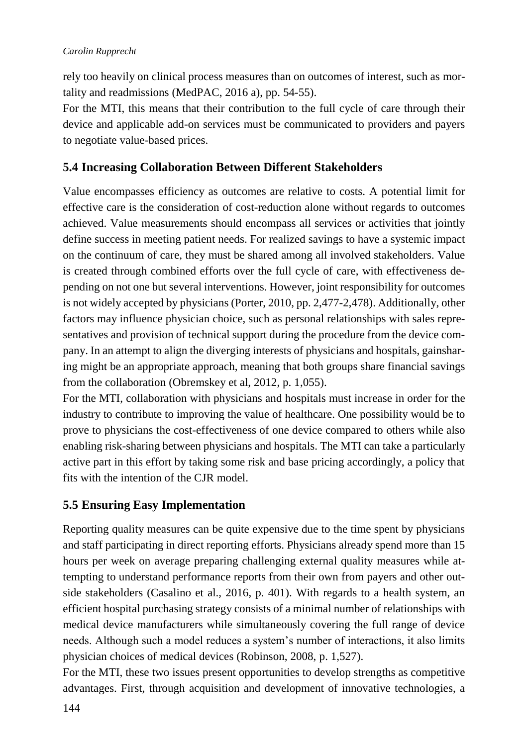rely too heavily on clinical process measures than on outcomes of interest, such as mortality and readmissions (MedPAC, 2016 a), pp. 54-55).

For the MTI, this means that their contribution to the full cycle of care through their device and applicable add-on services must be communicated to providers and payers to negotiate value-based prices.

## 5.4 Increasing Collaboration Between Different Stakeholders

Value encompasses efficiency as outcomes are relative to costs. A potential limit for effective care is the consideration of cost-reduction alone without regards to outcomes achieved. Value measurements should encompass all services or activities that jointly define success in meeting patient needs. For realized savings to have a systemic impact on the continuum of care, they must be shared among all involved stakeholders. Value is created through combined efforts over the full cycle of care, with effectiveness depending on not one but several interventions. However, joint responsibility for outcomes is not widely accepted by physicians (Porter, 2010, pp. 2,477-2,478). Additionally, other factors may influence physician choice, such as personal relationships with sales representatives and provision of technical support during the procedure from the device company. In an attempt to align the diverging interests of physicians and hospitals, gainsharing might be an appropriate approach, meaning that both groups share financial savings from the collaboration (Obremskey et al, 2012, p. 1,055).

For the MTI, collaboration with physicians and hospitals must increase in order for the industry to contribute to improving the value of healthcare. One possibility would be to prove to physicians the cost-effectiveness of one device compared to others while also enabling risk-sharing between physicians and hospitals. The MTI can take a particularly active part in this effort by taking some risk and base pricing accordingly, a policy that fits with the intention of the CJR model.

## 5.5 Ensuring Easy Implementation

Reporting quality measures can be quite expensive due to the time spent by physicians and staff participating in direct reporting efforts. Physicians already spend more than 15 hours per week on average preparing challenging external quality measures while attempting to understand performance reports from their own from payers and other outside stakeholders (Casalino et al., 2016, p. 401). With regards to a health system, an efficient hospital purchasing strategy consists of a minimal number of relationships with medical device manufacturers while simultaneously covering the full range of device needs. Although such a model reduces a system's number of interactions, it also limits physician choices of medical devices (Robinson, 2008, p. 1,527).

For the MTI, these two issues present opportunities to develop strengths as competitive advantages. First, through acquisition and development of innovative technologies, a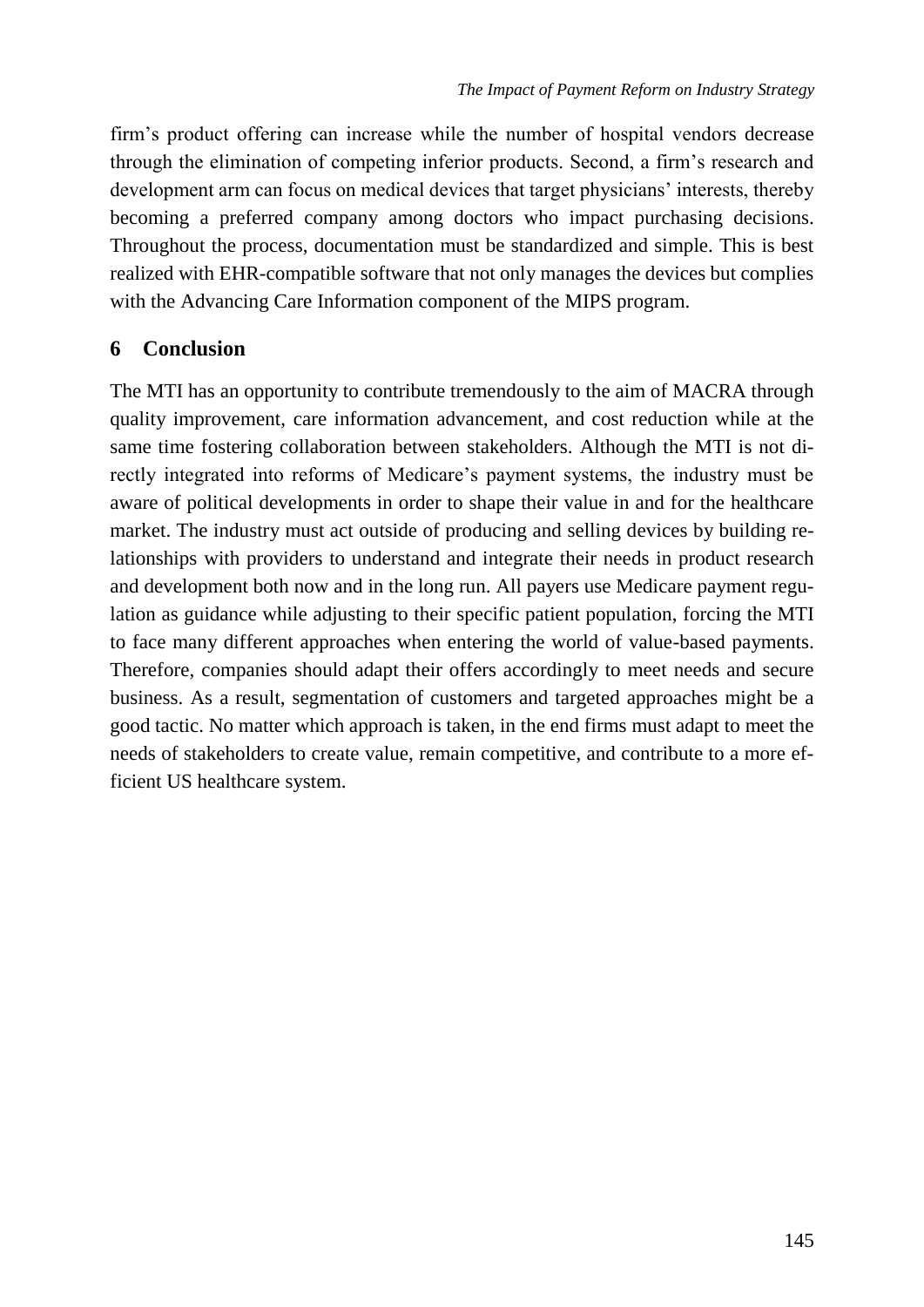firm's product offering can increase while the number of hospital vendors decrease through the elimination of competing inferior products. Second, a firm's research and development arm can focus on medical devices that target physicians' interests, thereby becoming a preferred company among doctors who impact purchasing decisions. Throughout the process, documentation must be standardized and simple. This is best realized with EHR-compatible software that not only manages the devices but complies with the Advancing Care Information component of the MIPS program.

## 6 Conclusion

The MTI has an opportunity to contribute tremendously to the aim of MACRA through quality improvement, care information advancement, and cost reduction while at the same time fostering collaboration between stakeholders. Although the MTI is not directly integrated into reforms of Medicare's payment systems, the industry must be aware of political developments in order to shape their value in and for the healthcare market. The industry must act outside of producing and selling devices by building relationships with providers to understand and integrate their needs in product research and development both now and in the long run. All payers use Medicare payment regulation as guidance while adjusting to their specific patient population, forcing the MTI to face many different approaches when entering the world of value-based payments. Therefore, companies should adapt their offers accordingly to meet needs and secure business. As a result, segmentation of customers and targeted approaches might be a good tactic. No matter which approach is taken, in the end firms must adapt to meet the needs of stakeholders to create value, remain competitive, and contribute to a more efficient US healthcare system.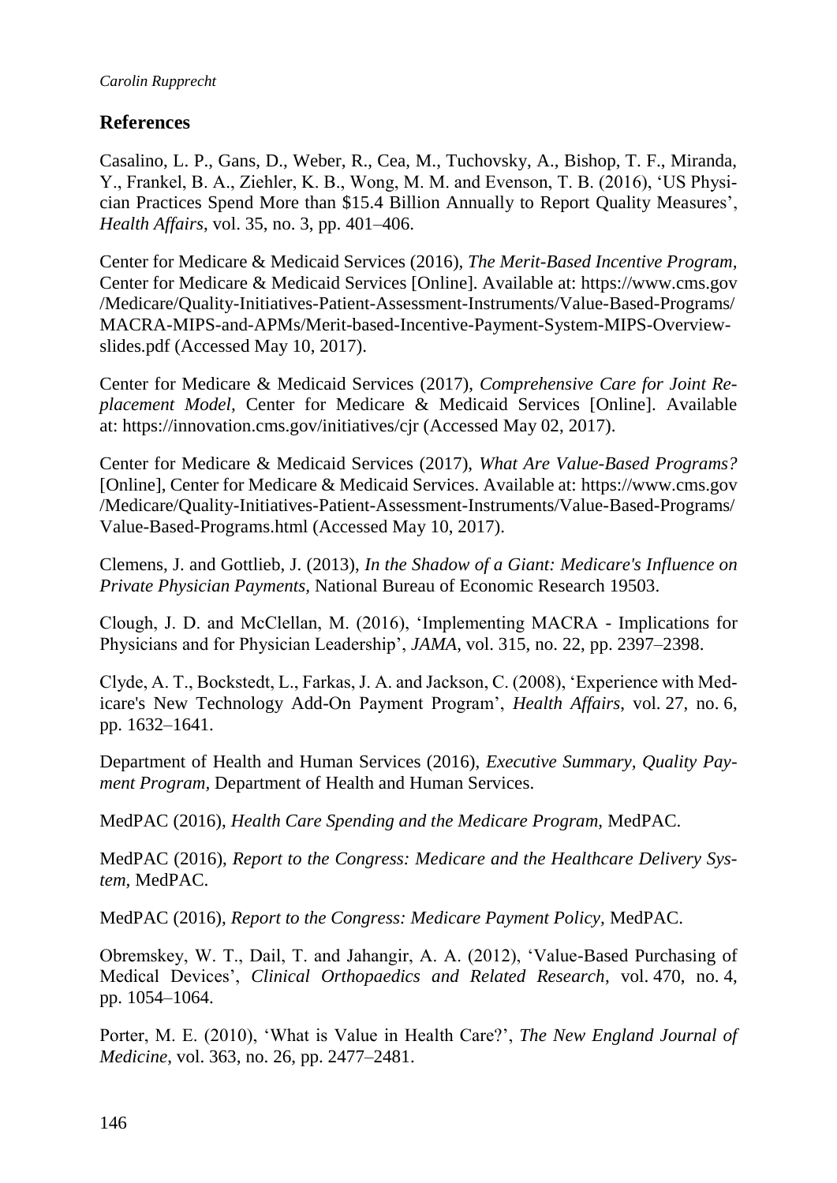## References

Casalino, L. P., Gans, D., Weber, R., Cea, M., Tuchovsky, A., Bishop, T. F., Miranda, Y., Frankel, B. A., Ziehler, K. B., Wong, M. M. and Evenson, T. B. (2016), 'US Physician Practices Spend More than $15.4 Billion Annually to Report Quality Measures', *Health Affairs*, vol. 35, no. 3, pp. 401–406.

Center for Medicare & Medicaid Services (2016), *The Merit-Based Incentive Program*, Center for Medicare & Medicaid Services [Online]. Available at: https://www.cms.gov/Medicare/Quality-Initiatives-Patient-Assessment-Instruments/Value-Based-Programs/MACRA-MIPS-and-APMs/Merit-based-Incentive-Payment-System-MIPS-Overview-slides.pdf (Accessed May 10, 2017).

Center for Medicare & Medicaid Services (2017), *Comprehensive Care for Joint Replacement Model*, Center for Medicare & Medicaid Services [Online]. Available at: https://innovation.cms.gov/initiatives/cjr (Accessed May 02, 2017).

Center for Medicare & Medicaid Services (2017), *What Are Value-Based Programs?* [Online], Center for Medicare & Medicaid Services. Available at: https://www.cms.gov/Medicare/Quality-Initiatives-Patient-Assessment-Instruments/Value-Based-Programs/Value-Based-Programs.html (Accessed May 10, 2017).

Clemens, J. and Gottlieb, J. (2013), *In the Shadow of a Giant: Medicare's Influence on Private Physician Payments*, National Bureau of Economic Research 19503.

Clough, J. D. and McClellan, M. (2016), 'Implementing MACRA - Implications for Physicians and for Physician Leadership', *JAMA*, vol. 315, no. 22, pp. 2397–2398.

Clyde, A. T., Bockstedt, L., Farkas, J. A. and Jackson, C. (2008), 'Experience with Medicare's New Technology Add-On Payment Program', *Health Affairs*, vol. 27, no. 6, pp. 1632–1641.

Department of Health and Human Services (2016), *Executive Summary, Quality Payment Program*, Department of Health and Human Services.

MedPAC (2016), *Health Care Spending and the Medicare Program*, MedPAC.

MedPAC (2016), *Report to the Congress: Medicare and the Healthcare Delivery System*, MedPAC.

MedPAC (2016), *Report to the Congress: Medicare Payment Policy*, MedPAC.

Obremskey, W. T., Dail, T. and Jahangir, A. A. (2012), 'Value-Based Purchasing of Medical Devices', *Clinical Orthopaedics and Related Research*, vol. 470, no. 4, pp. 1054–1064.

Porter, M. E. (2010), 'What is Value in Health Care?', *The New England Journal of Medicine*, vol. 363, no. 26, pp. 2477–2481.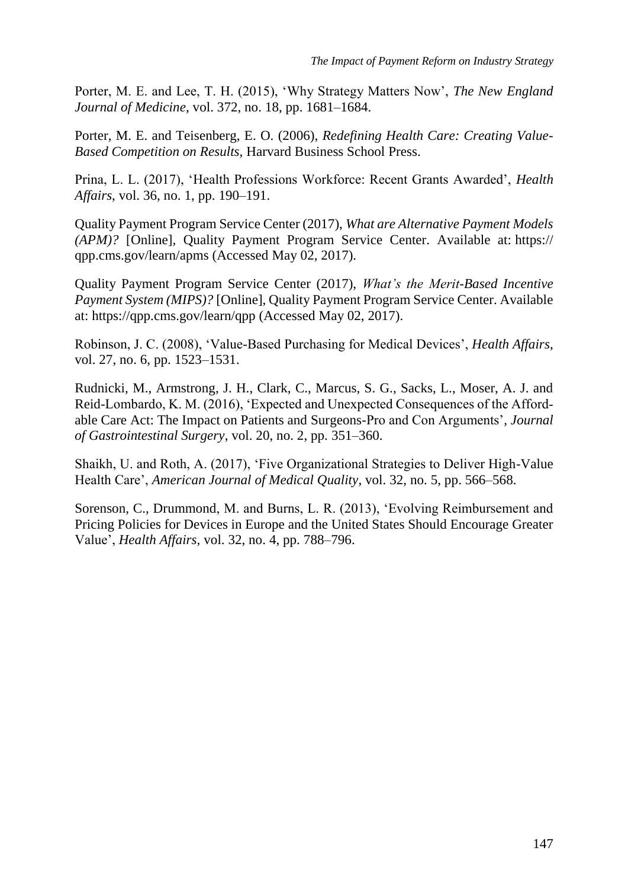Porter, M. E. and Lee, T. H. (2015), 'Why Strategy Matters Now', *The New England Journal of Medicine*, vol. 372, no. 18, pp. 1681–1684.

Porter, M. E. and Teisenberg, E. O. (2006), *Redefining Health Care: Creating Value-Based Competition on Results*, Harvard Business School Press.

Prina, L. L. (2017), 'Health Professions Workforce: Recent Grants Awarded', *Health Affairs*, vol. 36, no. 1, pp. 190–191.

Quality Payment Program Service Center (2017), *What are Alternative Payment Models (APM)?* [Online], Quality Payment Program Service Center. Available at: https://qpp.cms.gov/learn/apms (Accessed May 02, 2017).

Quality Payment Program Service Center (2017), *What's the Merit-Based Incentive Payment System (MIPS)?* [Online], Quality Payment Program Service Center. Available at: https://qpp.cms.gov/learn/qpp (Accessed May 02, 2017).

Robinson, J. C. (2008), 'Value-Based Purchasing for Medical Devices', *Health Affairs*, vol. 27, no. 6, pp. 1523–1531.

Rudnicki, M., Armstrong, J. H., Clark, C., Marcus, S. G., Sacks, L., Moser, A. J. and Reid-Lombardo, K. M. (2016), 'Expected and Unexpected Consequences of the Affordable Care Act: The Impact on Patients and Surgeons-Pro and Con Arguments', *Journal of Gastrointestinal Surgery*, vol. 20, no. 2, pp. 351–360.

Shaikh, U. and Roth, A. (2017), 'Five Organizational Strategies to Deliver High-Value Health Care', *American Journal of Medical Quality*, vol. 32, no. 5, pp. 566–568.

Sorenson, C., Drummond, M. and Burns, L. R. (2013), 'Evolving Reimbursement and Pricing Policies for Devices in Europe and the United States Should Encourage Greater Value', *Health Affairs*, vol. 32, no. 4, pp. 788–796.